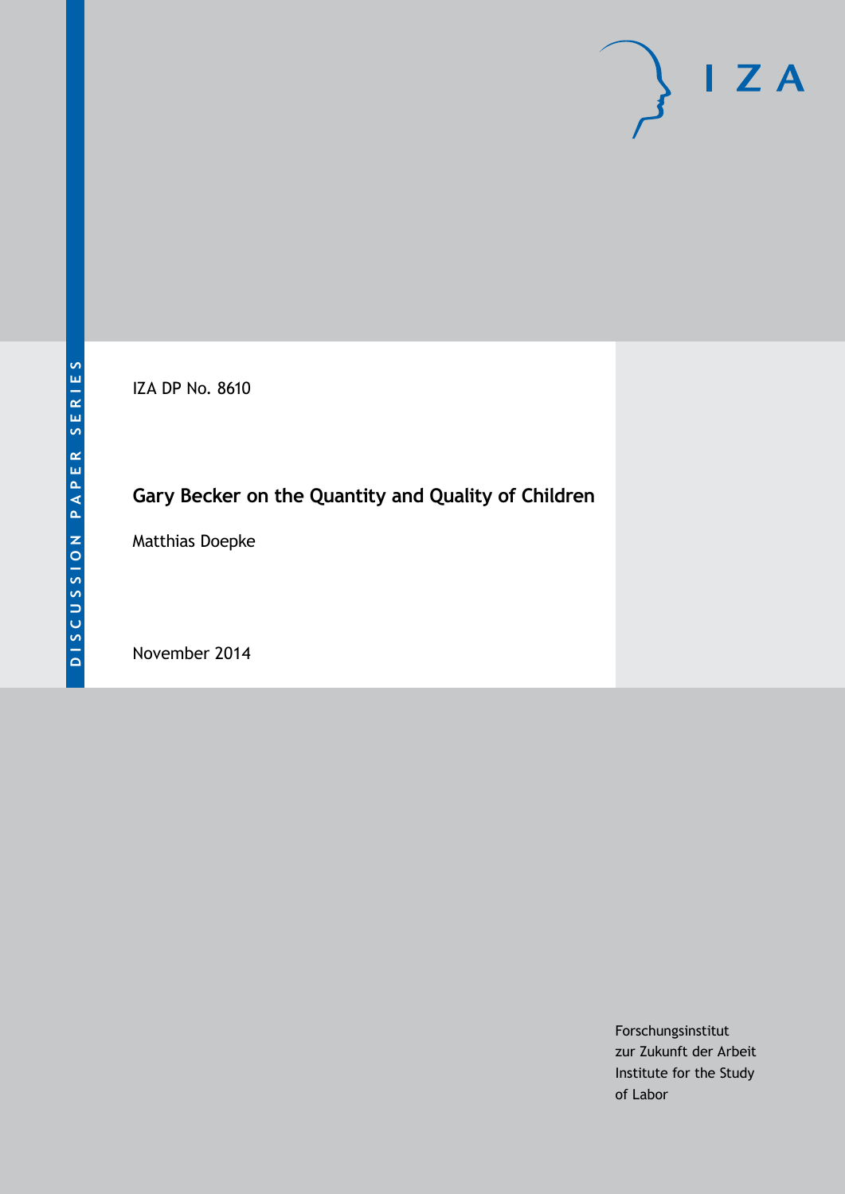DISCUSSION PAPER SERIES

IZA

IZA DP No. 8610

# Gary Becker on the Quantity and Quality of Children

Matthias Doepke

November 2014

Forschungsinstitut
zur Zukunft der Arbeit
Institute for the Study
of Labor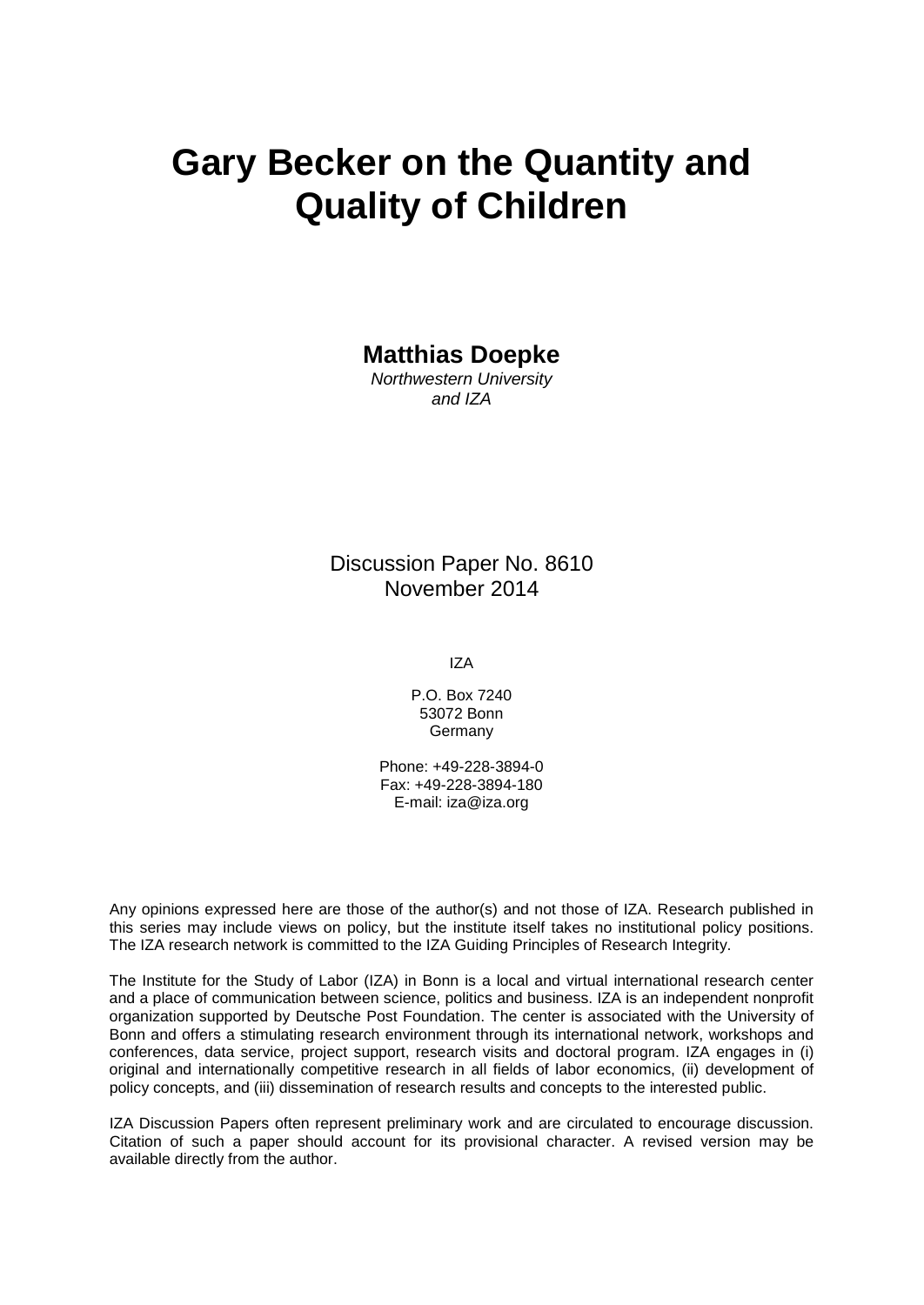# Gary Becker on the Quantity and Quality of Children

**Matthias Doepke**
*Northwestern University and IZA*

Discussion Paper No. 8610
November 2014

IZA

P.O. Box 7240
53072 Bonn
Germany

Phone: +49-228-3894-0
Fax: +49-228-3894-180
E-mail: iza@iza.org

Any opinions expressed here are those of the author(s) and not those of IZA. Research published in this series may include views on policy, but the institute itself takes no institutional policy positions. The IZA research network is committed to the IZA Guiding Principles of Research Integrity.

The Institute for the Study of Labor (IZA) in Bonn is a local and virtual international research center and a place of communication between science, politics and business. IZA is an independent nonprofit organization supported by Deutsche Post Foundation. The center is associated with the University of Bonn and offers a stimulating research environment through its international network, workshops and conferences, data service, project support, research visits and doctoral program. IZA engages in (i) original and internationally competitive research in all fields of labor economics, (ii) development of policy concepts, and (iii) dissemination of research results and concepts to the interested public.

IZA Discussion Papers often represent preliminary work and are circulated to encourage discussion. Citation of such a paper should account for its provisional character. A revised version may be available directly from the author.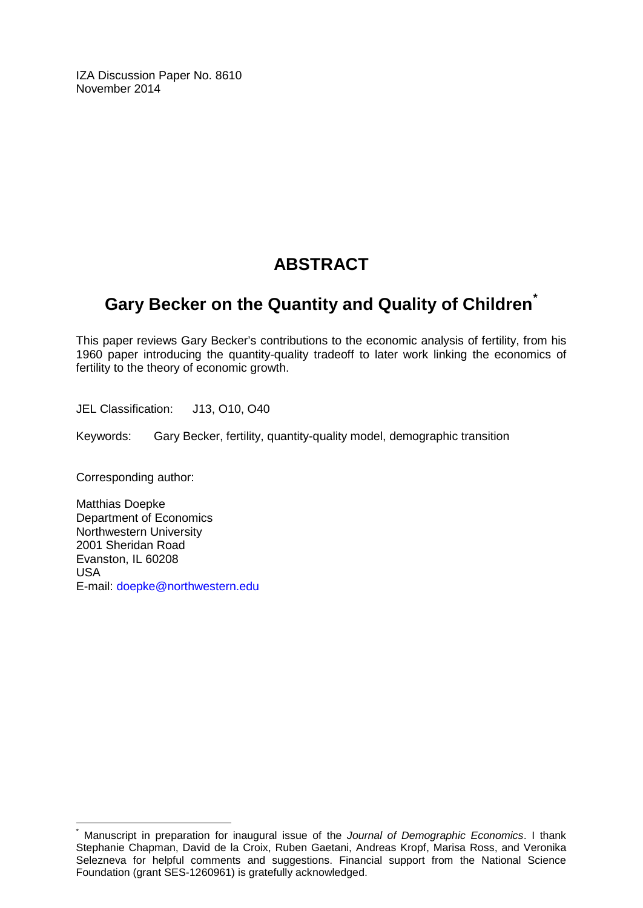IZA Discussion Paper No. 8610
November 2014

# ABSTRACT

## Gary Becker on the Quantity and Quality of Children*

This paper reviews Gary Becker's contributions to the economic analysis of fertility, from his 1960 paper introducing the quantity-quality tradeoff to later work linking the economics of fertility to the theory of economic growth.

JEL Classification: J13, O10, O40

Keywords: Gary Becker, fertility, quantity-quality model, demographic transition

Corresponding author:

Matthias Doepke
Department of Economics
Northwestern University
2001 Sheridan Road
Evanston, IL 60208
USA
E-mail: doepke@northwestern.edu

---

* Manuscript in preparation for inaugural issue of the *Journal of Demographic Economics*. I thank Stephanie Chapman, David de la Croix, Ruben Gaetani, Andreas Kropf, Marisa Ross, and Veronika Selezneva for helpful comments and suggestions. Financial support from the National Science Foundation (grant SES-1260961) is gratefully acknowledged.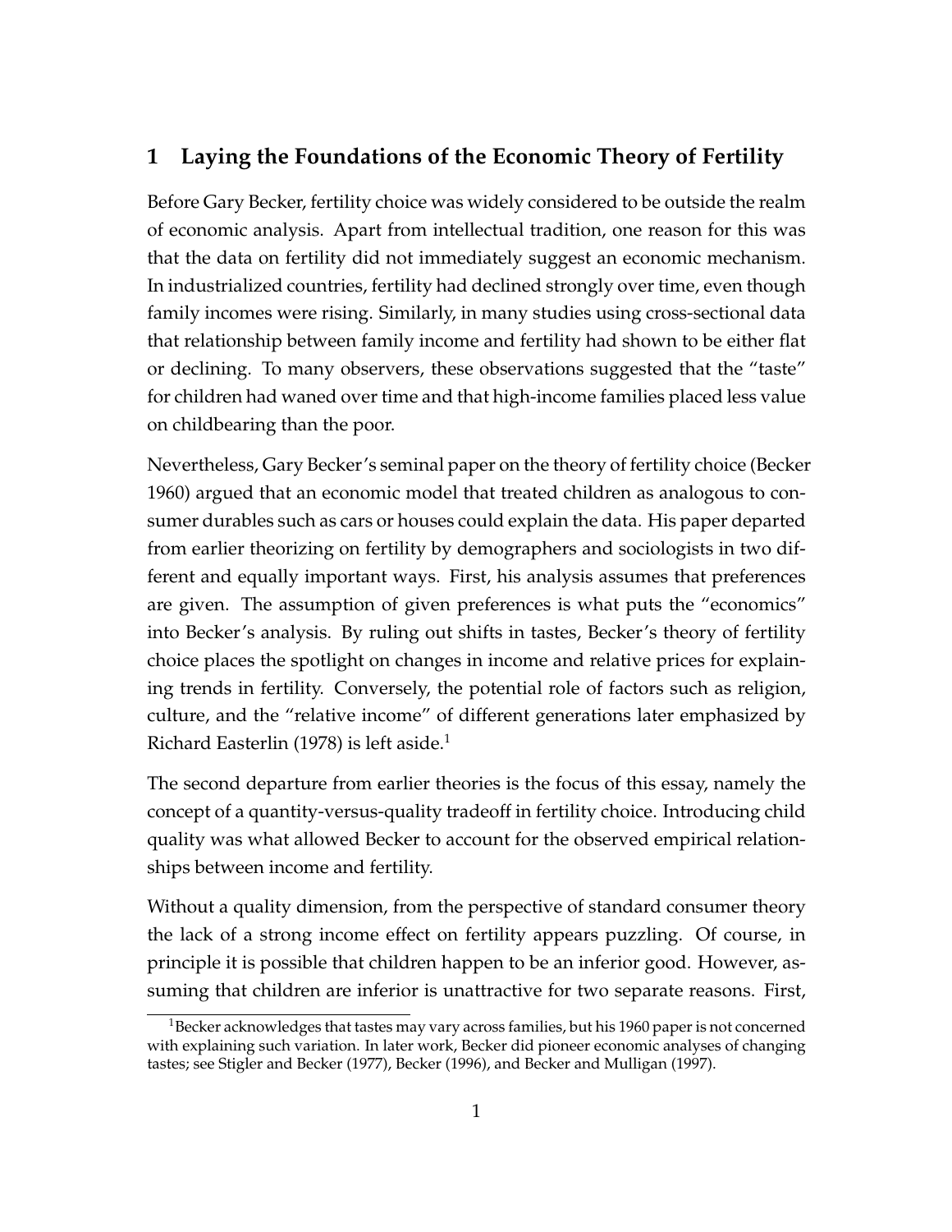## 1 Laying the Foundations of the Economic Theory of Fertility

Before Gary Becker, fertility choice was widely considered to be outside the realm of economic analysis. Apart from intellectual tradition, one reason for this was that the data on fertility did not immediately suggest an economic mechanism. In industrialized countries, fertility had declined strongly over time, even though family incomes were rising. Similarly, in many studies using cross-sectional data that relationship between family income and fertility had shown to be either flat or declining. To many observers, these observations suggested that the "taste" for children had waned over time and that high-income families placed less value on childbearing than the poor.

Nevertheless, Gary Becker's seminal paper on the theory of fertility choice (Becker 1960) argued that an economic model that treated children as analogous to consumer durables such as cars or houses could explain the data. His paper departed from earlier theorizing on fertility by demographers and sociologists in two different and equally important ways. First, his analysis assumes that preferences are given. The assumption of given preferences is what puts the "economics" into Becker's analysis. By ruling out shifts in tastes, Becker's theory of fertility choice places the spotlight on changes in income and relative prices for explaining trends in fertility. Conversely, the potential role of factors such as religion, culture, and the "relative income" of different generations later emphasized by Richard Easterlin (1978) is left aside.[1]

The second departure from earlier theories is the focus of this essay, namely the concept of a quantity-versus-quality tradeoff in fertility choice. Introducing child quality was what allowed Becker to account for the observed empirical relationships between income and fertility.

Without a quality dimension, from the perspective of standard consumer theory the lack of a strong income effect on fertility appears puzzling. Of course, in principle it is possible that children happen to be an inferior good. However, assuming that children are inferior is unattractive for two separate reasons. First,

[1] Becker acknowledges that tastes may vary across families, but his 1960 paper is not concerned with explaining such variation. In later work, Becker did pioneer economic analyses of changing tastes; see Stigler and Becker (1977), Becker (1996), and Becker and Mulligan (1997).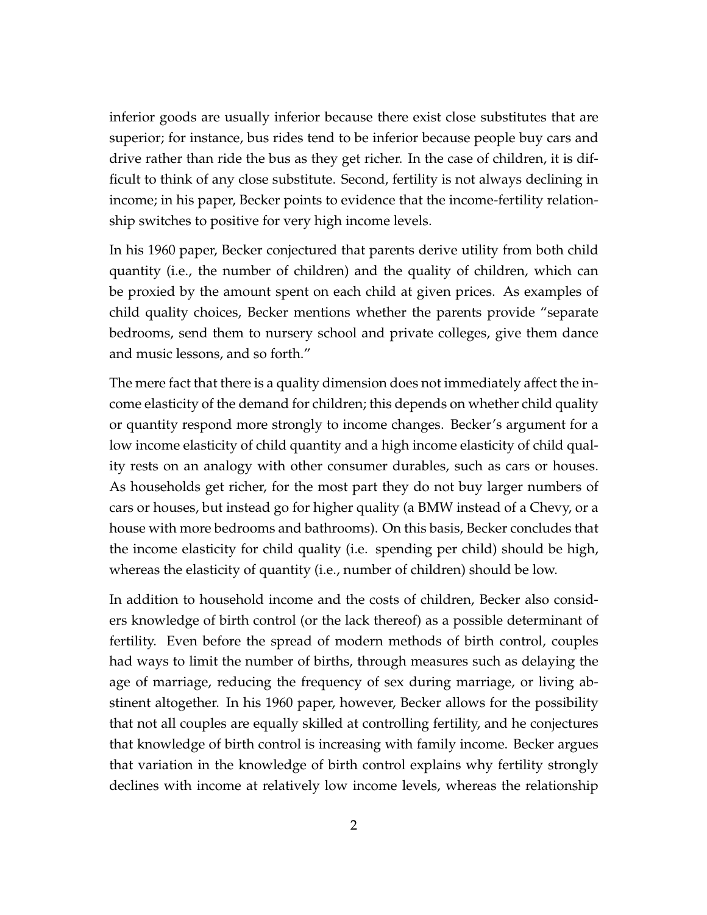inferior goods are usually inferior because there exist close substitutes that are superior; for instance, bus rides tend to be inferior because people buy cars and drive rather than ride the bus as they get richer. In the case of children, it is difficult to think of any close substitute. Second, fertility is not always declining in income; in his paper, Becker points to evidence that the income-fertility relationship switches to positive for very high income levels.

In his 1960 paper, Becker conjectured that parents derive utility from both child quantity (i.e., the number of children) and the quality of children, which can be proxied by the amount spent on each child at given prices. As examples of child quality choices, Becker mentions whether the parents provide "separate bedrooms, send them to nursery school and private colleges, give them dance and music lessons, and so forth."

The mere fact that there is a quality dimension does not immediately affect the income elasticity of the demand for children; this depends on whether child quality or quantity respond more strongly to income changes. Becker's argument for a low income elasticity of child quantity and a high income elasticity of child quality rests on an analogy with other consumer durables, such as cars or houses. As households get richer, for the most part they do not buy larger numbers of cars or houses, but instead go for higher quality (a BMW instead of a Chevy, or a house with more bedrooms and bathrooms). On this basis, Becker concludes that the income elasticity for child quality (i.e. spending per child) should be high, whereas the elasticity of quantity (i.e., number of children) should be low.

In addition to household income and the costs of children, Becker also considers knowledge of birth control (or the lack thereof) as a possible determinant of fertility. Even before the spread of modern methods of birth control, couples had ways to limit the number of births, through measures such as delaying the age of marriage, reducing the frequency of sex during marriage, or living abstinent altogether. In his 1960 paper, however, Becker allows for the possibility that not all couples are equally skilled at controlling fertility, and he conjectures that knowledge of birth control is increasing with family income. Becker argues that variation in the knowledge of birth control explains why fertility strongly declines with income at relatively low income levels, whereas the relationship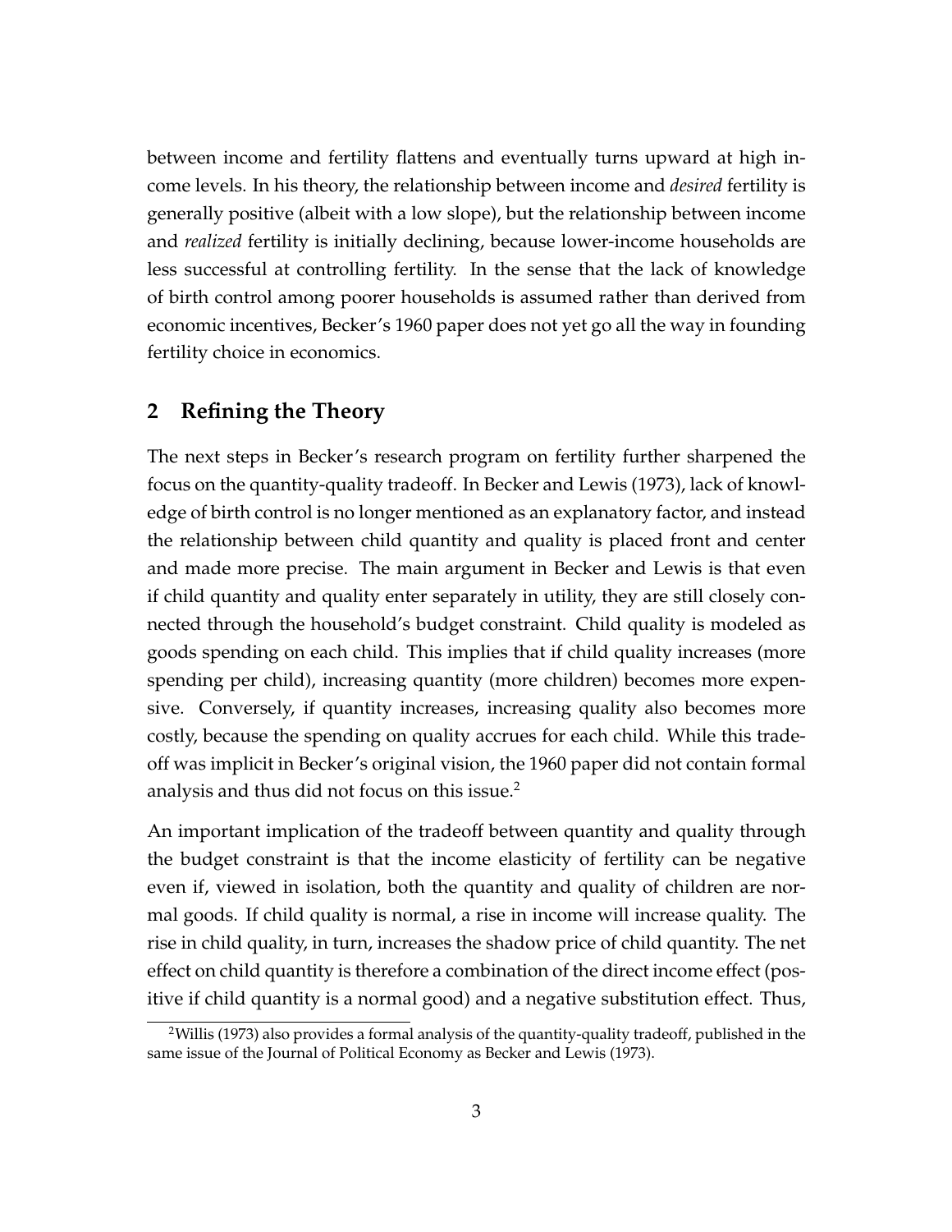between income and fertility flattens and eventually turns upward at high income levels. In his theory, the relationship between income and *desired* fertility is generally positive (albeit with a low slope), but the relationship between income and *realized* fertility is initially declining, because lower-income households are less successful at controlling fertility. In the sense that the lack of knowledge of birth control among poorer households is assumed rather than derived from economic incentives, Becker's 1960 paper does not yet go all the way in founding fertility choice in economics.

## 2 Refining the Theory

The next steps in Becker's research program on fertility further sharpened the focus on the quantity-quality tradeoff. In Becker and Lewis (1973), lack of knowledge of birth control is no longer mentioned as an explanatory factor, and instead the relationship between child quantity and quality is placed front and center and made more precise. The main argument in Becker and Lewis is that even if child quantity and quality enter separately in utility, they are still closely connected through the household's budget constraint. Child quality is modeled as goods spending on each child. This implies that if child quality increases (more spending per child), increasing quantity (more children) becomes more expensive. Conversely, if quantity increases, increasing quality also becomes more costly, because the spending on quality accrues for each child. While this tradeoff was implicit in Becker's original vision, the 1960 paper did not contain formal analysis and thus did not focus on this issue.[2]

An important implication of the tradeoff between quantity and quality through the budget constraint is that the income elasticity of fertility can be negative even if, viewed in isolation, both the quantity and quality of children are normal goods. If child quality is normal, a rise in income will increase quality. The rise in child quality, in turn, increases the shadow price of child quantity. The net effect on child quantity is therefore a combination of the direct income effect (positive if child quantity is a normal good) and a negative substitution effect. Thus,

[2] Willis (1973) also provides a formal analysis of the quantity-quality tradeoff, published in the same issue of the Journal of Political Economy as Becker and Lewis (1973).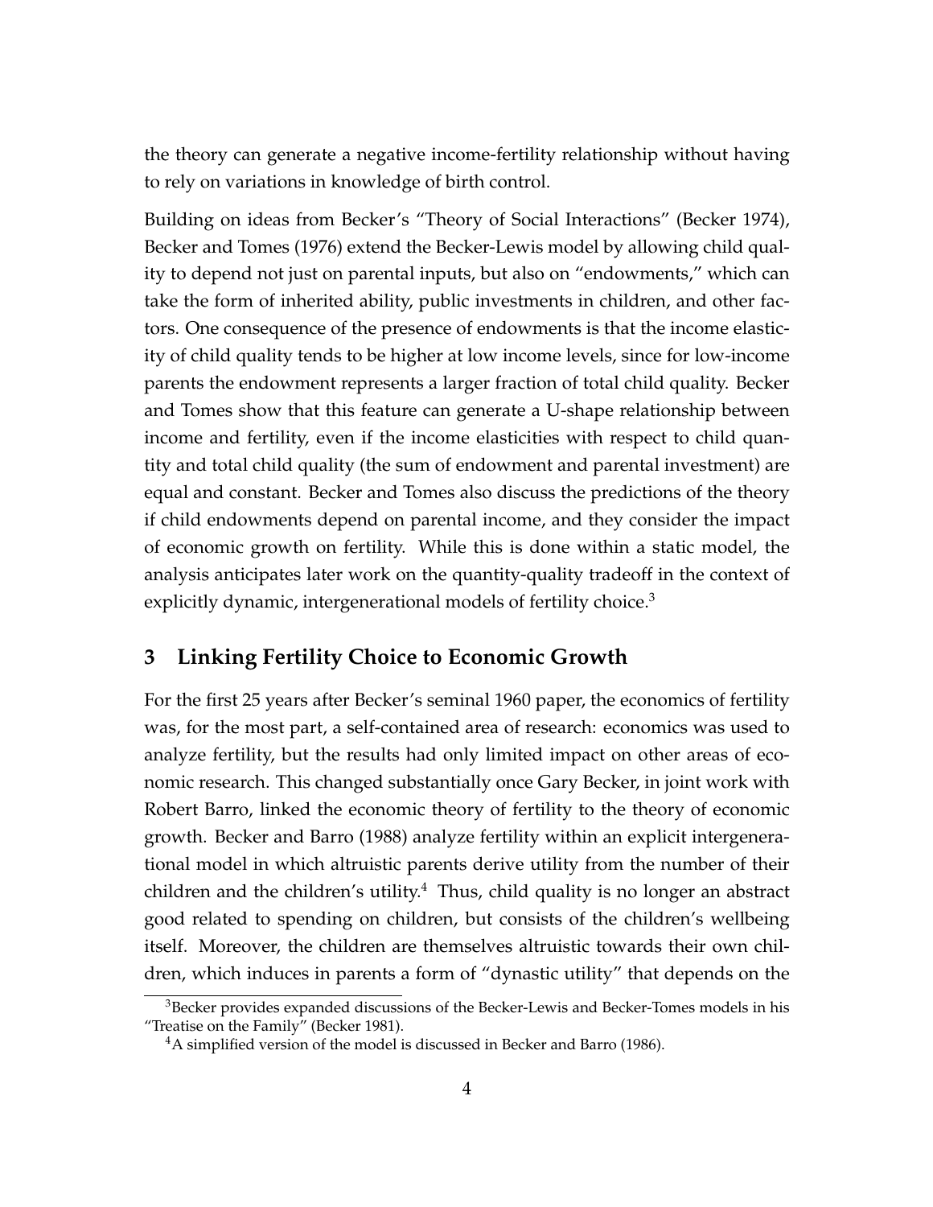the theory can generate a negative income-fertility relationship without having to rely on variations in knowledge of birth control.

Building on ideas from Becker's "Theory of Social Interactions" (Becker 1974), Becker and Tomes (1976) extend the Becker-Lewis model by allowing child quality to depend not just on parental inputs, but also on "endowments," which can take the form of inherited ability, public investments in children, and other factors. One consequence of the presence of endowments is that the income elasticity of child quality tends to be higher at low income levels, since for low-income parents the endowment represents a larger fraction of total child quality. Becker and Tomes show that this feature can generate a U-shape relationship between income and fertility, even if the income elasticities with respect to child quantity and total child quality (the sum of endowment and parental investment) are equal and constant. Becker and Tomes also discuss the predictions of the theory if child endowments depend on parental income, and they consider the impact of economic growth on fertility. While this is done within a static model, the analysis anticipates later work on the quantity-quality tradeoff in the context of explicitly dynamic, intergenerational models of fertility choice.[3]

## 3 Linking Fertility Choice to Economic Growth

For the first 25 years after Becker's seminal 1960 paper, the economics of fertility was, for the most part, a self-contained area of research: economics was used to analyze fertility, but the results had only limited impact on other areas of economic research. This changed substantially once Gary Becker, in joint work with Robert Barro, linked the economic theory of fertility to the theory of economic growth. Becker and Barro (1988) analyze fertility within an explicit intergenerational model in which altruistic parents derive utility from the number of their children and the children's utility.[4] Thus, child quality is no longer an abstract good related to spending on children, but consists of the children's wellbeing itself. Moreover, the children are themselves altruistic towards their own children, which induces in parents a form of "dynastic utility" that depends on the

[3] Becker provides expanded discussions of the Becker-Lewis and Becker-Tomes models in his "Treatise on the Family" (Becker 1981).

[4] A simplified version of the model is discussed in Becker and Barro (1986).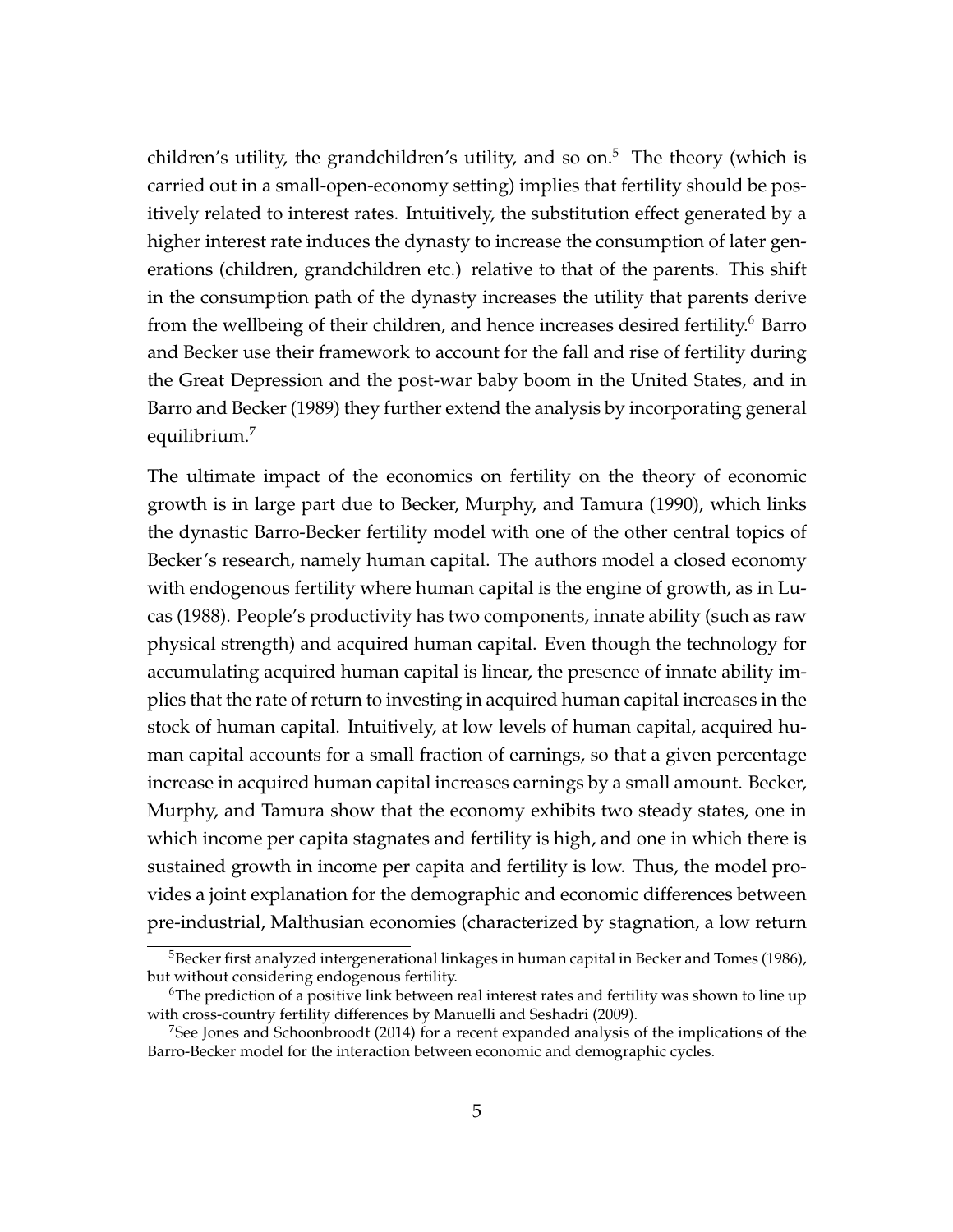children's utility, the grandchildren's utility, and so on.[5] The theory (which is carried out in a small-open-economy setting) implies that fertility should be positively related to interest rates. Intuitively, the substitution effect generated by a higher interest rate induces the dynasty to increase the consumption of later generations (children, grandchildren etc.) relative to that of the parents. This shift in the consumption path of the dynasty increases the utility that parents derive from the wellbeing of their children, and hence increases desired fertility.[6] Barro and Becker use their framework to account for the fall and rise of fertility during the Great Depression and the post-war baby boom in the United States, and in Barro and Becker (1989) they further extend the analysis by incorporating general equilibrium.[7]

The ultimate impact of the economics on fertility on the theory of economic growth is in large part due to Becker, Murphy, and Tamura (1990), which links the dynastic Barro-Becker fertility model with one of the other central topics of Becker's research, namely human capital. The authors model a closed economy with endogenous fertility where human capital is the engine of growth, as in Lucas (1988). People's productivity has two components, innate ability (such as raw physical strength) and acquired human capital. Even though the technology for accumulating acquired human capital is linear, the presence of innate ability implies that the rate of return to investing in acquired human capital increases in the stock of human capital. Intuitively, at low levels of human capital, acquired human capital accounts for a small fraction of earnings, so that a given percentage increase in acquired human capital increases earnings by a small amount. Becker, Murphy, and Tamura show that the economy exhibits two steady states, one in which income per capita stagnates and fertility is high, and one in which there is sustained growth in income per capita and fertility is low. Thus, the model provides a joint explanation for the demographic and economic differences between pre-industrial, Malthusian economies (characterized by stagnation, a low return

[5] Becker first analyzed intergenerational linkages in human capital in Becker and Tomes (1986), but without considering endogenous fertility.

[6] The prediction of a positive link between real interest rates and fertility was shown to line up with cross-country fertility differences by Manuelli and Seshadri (2009).

[7] See Jones and Schoonbroodt (2014) for a recent expanded analysis of the implications of the Barro-Becker model for the interaction between economic and demographic cycles.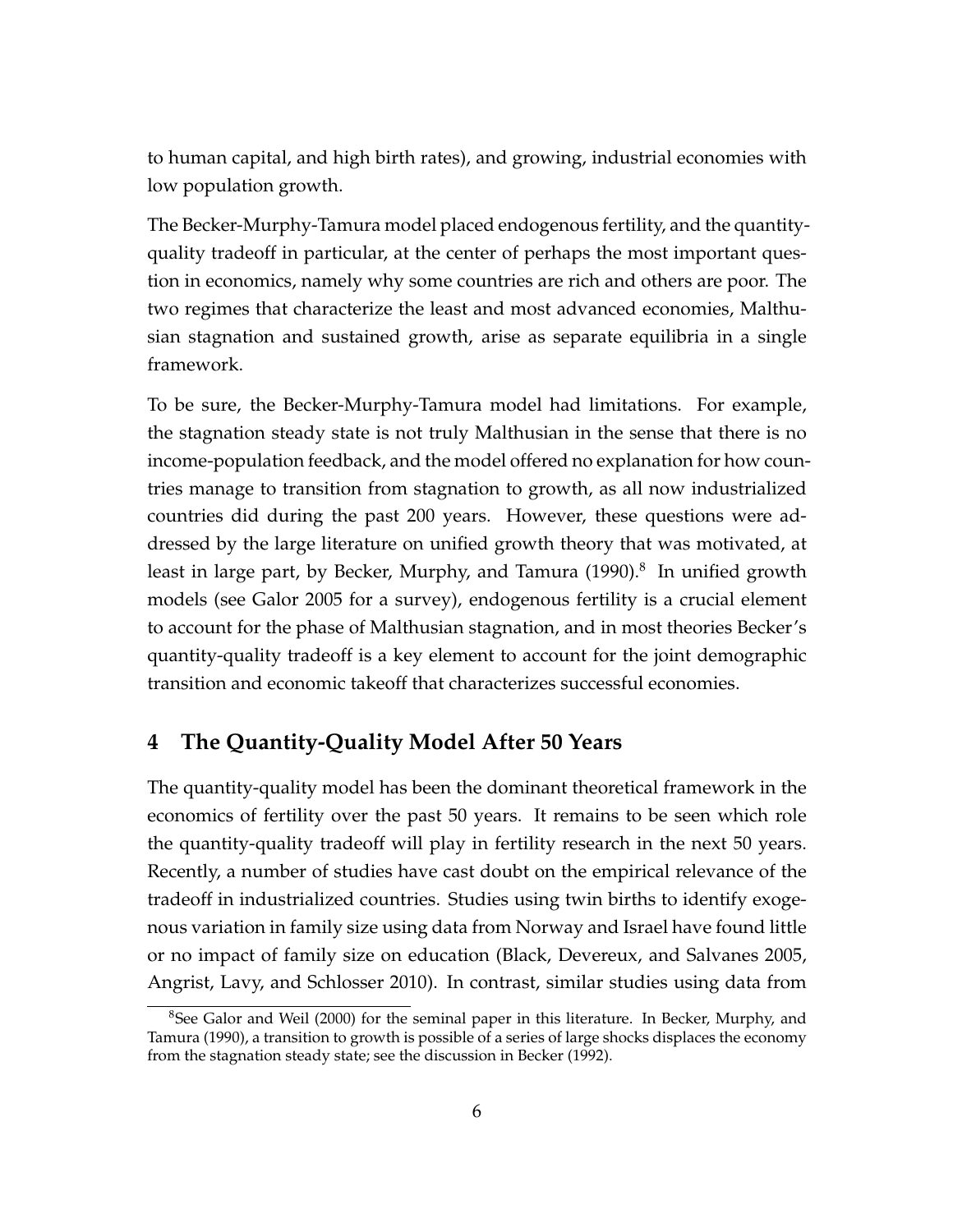to human capital, and high birth rates), and growing, industrial economies with low population growth.

The Becker-Murphy-Tamura model placed endogenous fertility, and the quantity-quality tradeoff in particular, at the center of perhaps the most important question in economics, namely why some countries are rich and others are poor. The two regimes that characterize the least and most advanced economies, Malthusian stagnation and sustained growth, arise as separate equilibria in a single framework.

To be sure, the Becker-Murphy-Tamura model had limitations. For example, the stagnation steady state is not truly Malthusian in the sense that there is no income-population feedback, and the model offered no explanation for how countries manage to transition from stagnation to growth, as all now industrialized countries did during the past 200 years. However, these questions were addressed by the large literature on unified growth theory that was motivated, at least in large part, by Becker, Murphy, and Tamura (1990).[8] In unified growth models (see Galor 2005 for a survey), endogenous fertility is a crucial element to account for the phase of Malthusian stagnation, and in most theories Becker's quantity-quality tradeoff is a key element to account for the joint demographic transition and economic takeoff that characterizes successful economies.

## 4 The Quantity-Quality Model After 50 Years

The quantity-quality model has been the dominant theoretical framework in the economics of fertility over the past 50 years. It remains to be seen which role the quantity-quality tradeoff will play in fertility research in the next 50 years. Recently, a number of studies have cast doubt on the empirical relevance of the tradeoff in industrialized countries. Studies using twin births to identify exogenous variation in family size using data from Norway and Israel have found little or no impact of family size on education (Black, Devereux, and Salvanes 2005, Angrist, Lavy, and Schlosser 2010). In contrast, similar studies using data from

[8] See Galor and Weil (2000) for the seminal paper in this literature. In Becker, Murphy, and Tamura (1990), a transition to growth is possible of a series of large shocks displaces the economy from the stagnation steady state; see the discussion in Becker (1992).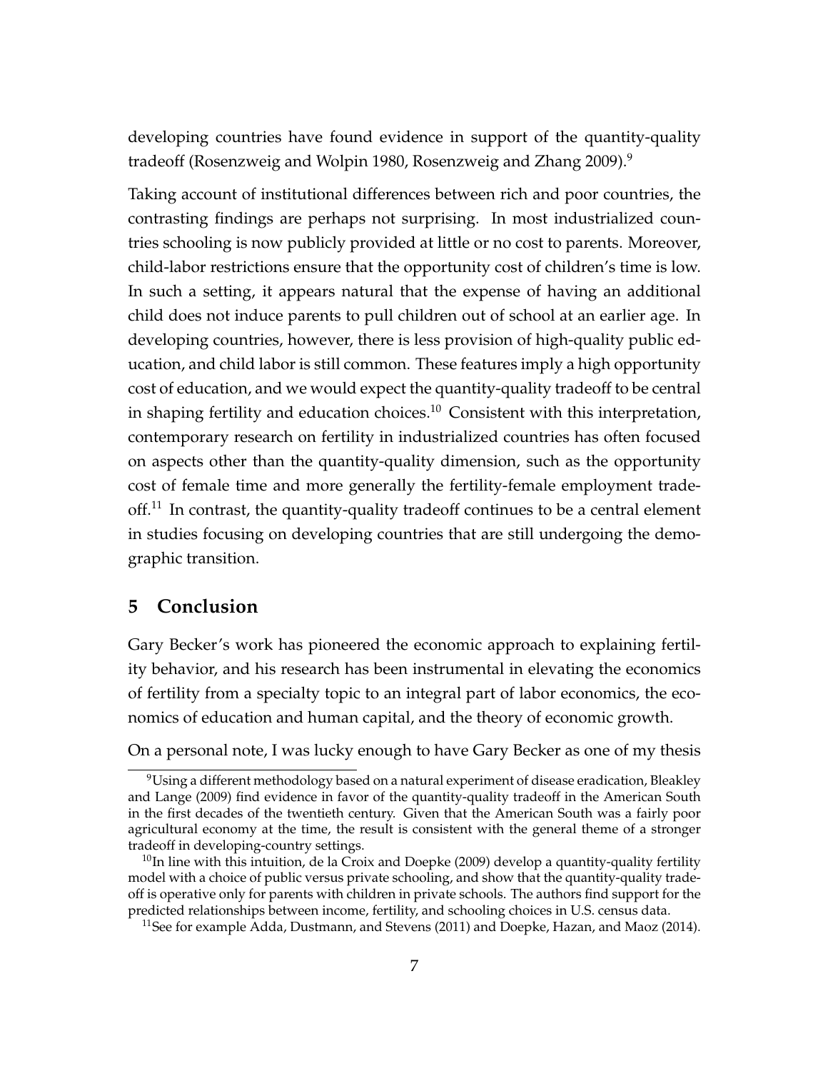developing countries have found evidence in support of the quantity-quality tradeoff (Rosenzweig and Wolpin 1980, Rosenzweig and Zhang 2009).[9]

Taking account of institutional differences between rich and poor countries, the contrasting findings are perhaps not surprising. In most industrialized countries schooling is now publicly provided at little or no cost to parents. Moreover, child-labor restrictions ensure that the opportunity cost of children's time is low. In such a setting, it appears natural that the expense of having an additional child does not induce parents to pull children out of school at an earlier age. In developing countries, however, there is less provision of high-quality public education, and child labor is still common. These features imply a high opportunity cost of education, and we would expect the quantity-quality tradeoff to be central in shaping fertility and education choices.[10] Consistent with this interpretation, contemporary research on fertility in industrialized countries has often focused on aspects other than the quantity-quality dimension, such as the opportunity cost of female time and more generally the fertility-female employment tradeoff.[11] In contrast, the quantity-quality tradeoff continues to be a central element in studies focusing on developing countries that are still undergoing the demographic transition.

## 5 Conclusion

Gary Becker's work has pioneered the economic approach to explaining fertility behavior, and his research has been instrumental in elevating the economics of fertility from a specialty topic to an integral part of labor economics, the economics of education and human capital, and the theory of economic growth.

On a personal note, I was lucky enough to have Gary Becker as one of my thesis

---

[9] Using a different methodology based on a natural experiment of disease eradication, Bleakley and Lange (2009) find evidence in favor of the quantity-quality tradeoff in the American South in the first decades of the twentieth century. Given that the American South was a fairly poor agricultural economy at the time, the result is consistent with the general theme of a stronger tradeoff in developing-country settings.

[10] In line with this intuition, de la Croix and Doepke (2009) develop a quantity-quality fertility model with a choice of public versus private schooling, and show that the quantity-quality tradeoff is operative only for parents with children in private schools. The authors find support for the predicted relationships between income, fertility, and schooling choices in U.S. census data.

[11] See for example Adda, Dustmann, and Stevens (2011) and Doepke, Hazan, and Maoz (2014).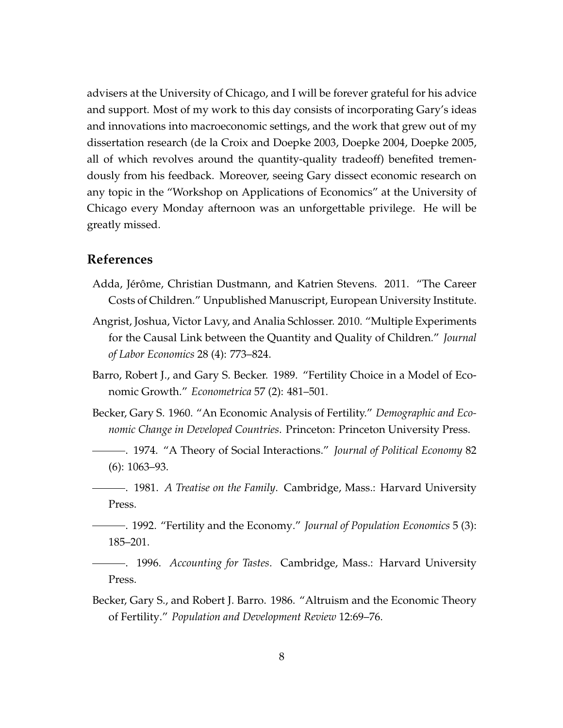advisers at the University of Chicago, and I will be forever grateful for his advice and support. Most of my work to this day consists of incorporating Gary's ideas and innovations into macroeconomic settings, and the work that grew out of my dissertation research (de la Croix and Doepke 2003, Doepke 2004, Doepke 2005, all of which revolves around the quantity-quality tradeoff) benefited tremendously from his feedback. Moreover, seeing Gary dissect economic research on any topic in the "Workshop on Applications of Economics" at the University of Chicago every Monday afternoon was an unforgettable privilege. He will be greatly missed.

## References

Adda, Jérôme, Christian Dustmann, and Katrien Stevens. 2011. "The Career Costs of Children." Unpublished Manuscript, European University Institute.

Angrist, Joshua, Victor Lavy, and Analia Schlosser. 2010. "Multiple Experiments for the Causal Link between the Quantity and Quality of Children." *Journal of Labor Economics* 28 (4): 773–824.

Barro, Robert J., and Gary S. Becker. 1989. "Fertility Choice in a Model of Economic Growth." *Econometrica* 57 (2): 481–501.

Becker, Gary S. 1960. "An Economic Analysis of Fertility." *Demographic and Economic Change in Developed Countries*. Princeton: Princeton University Press.

———. 1974. "A Theory of Social Interactions." *Journal of Political Economy* 82 (6): 1063–93.

———. 1981. *A Treatise on the Family*. Cambridge, Mass.: Harvard University Press.

———. 1992. "Fertility and the Economy." *Journal of Population Economics* 5 (3): 185–201.

———. 1996. *Accounting for Tastes*. Cambridge, Mass.: Harvard University Press.

Becker, Gary S., and Robert J. Barro. 1986. "Altruism and the Economic Theory of Fertility." *Population and Development Review* 12:69–76.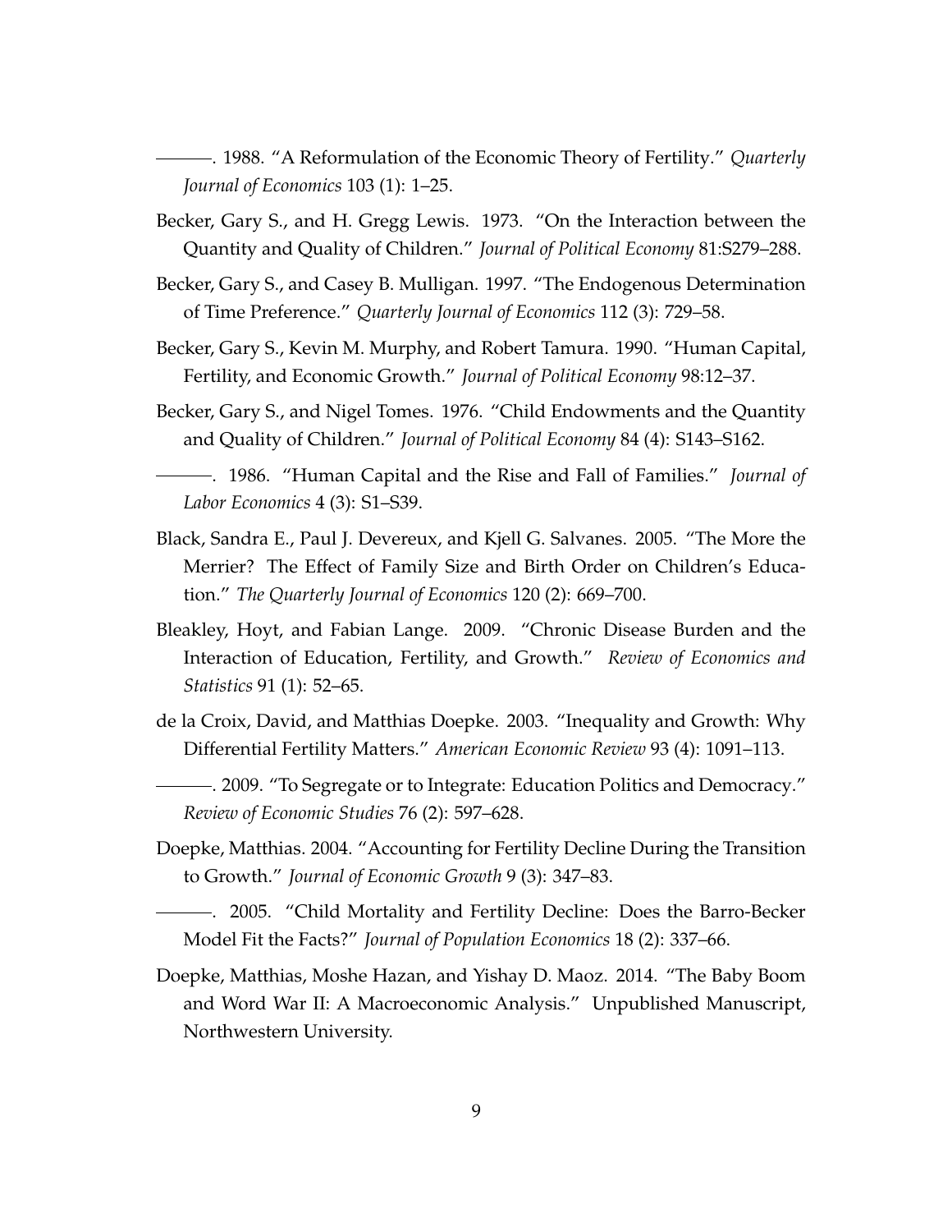———. 1988. "A Reformulation of the Economic Theory of Fertility." *Quarterly Journal of Economics* 103 (1): 1–25.

Becker, Gary S., and H. Gregg Lewis. 1973. "On the Interaction between the Quantity and Quality of Children." *Journal of Political Economy* 81:S279–288.

Becker, Gary S., and Casey B. Mulligan. 1997. "The Endogenous Determination of Time Preference." *Quarterly Journal of Economics* 112 (3): 729–58.

Becker, Gary S., Kevin M. Murphy, and Robert Tamura. 1990. "Human Capital, Fertility, and Economic Growth." *Journal of Political Economy* 98:12–37.

Becker, Gary S., and Nigel Tomes. 1976. "Child Endowments and the Quantity and Quality of Children." *Journal of Political Economy* 84 (4): S143–S162.

———. 1986. "Human Capital and the Rise and Fall of Families." *Journal of Labor Economics* 4 (3): S1–S39.

Black, Sandra E., Paul J. Devereux, and Kjell G. Salvanes. 2005. "The More the Merrier? The Effect of Family Size and Birth Order on Children's Education." *The Quarterly Journal of Economics* 120 (2): 669–700.

Bleakley, Hoyt, and Fabian Lange. 2009. "Chronic Disease Burden and the Interaction of Education, Fertility, and Growth." *Review of Economics and Statistics* 91 (1): 52–65.

de la Croix, David, and Matthias Doepke. 2003. "Inequality and Growth: Why Differential Fertility Matters." *American Economic Review* 93 (4): 1091–113.

———. 2009. "To Segregate or to Integrate: Education Politics and Democracy." *Review of Economic Studies* 76 (2): 597–628.

Doepke, Matthias. 2004. "Accounting for Fertility Decline During the Transition to Growth." *Journal of Economic Growth* 9 (3): 347–83.

———. 2005. "Child Mortality and Fertility Decline: Does the Barro-Becker Model Fit the Facts?" *Journal of Population Economics* 18 (2): 337–66.

Doepke, Matthias, Moshe Hazan, and Yishay D. Maoz. 2014. "The Baby Boom and Word War II: A Macroeconomic Analysis." Unpublished Manuscript, Northwestern University.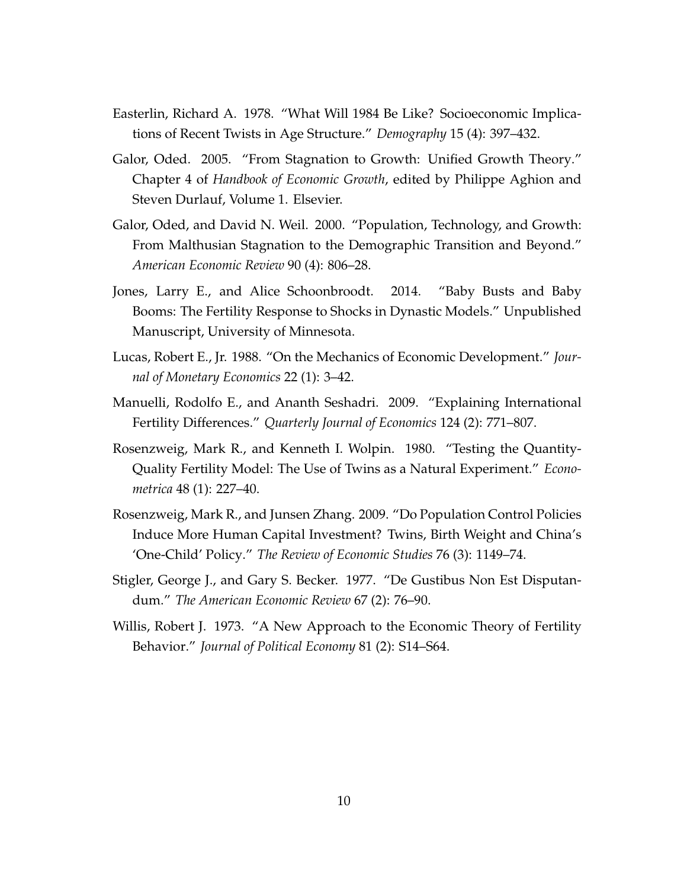Easterlin, Richard A. 1978. "What Will 1984 Be Like? Socioeconomic Implications of Recent Twists in Age Structure." *Demography* 15 (4): 397–432.

Galor, Oded. 2005. "From Stagnation to Growth: Unified Growth Theory." Chapter 4 of *Handbook of Economic Growth*, edited by Philippe Aghion and Steven Durlauf, Volume 1. Elsevier.

Galor, Oded, and David N. Weil. 2000. "Population, Technology, and Growth: From Malthusian Stagnation to the Demographic Transition and Beyond." *American Economic Review* 90 (4): 806–28.

Jones, Larry E., and Alice Schoonbroodt. 2014. "Baby Busts and Baby Booms: The Fertility Response to Shocks in Dynastic Models." Unpublished Manuscript, University of Minnesota.

Lucas, Robert E., Jr. 1988. "On the Mechanics of Economic Development." *Journal of Monetary Economics* 22 (1): 3–42.

Manuelli, Rodolfo E., and Ananth Seshadri. 2009. "Explaining International Fertility Differences." *Quarterly Journal of Economics* 124 (2): 771–807.

Rosenzweig, Mark R., and Kenneth I. Wolpin. 1980. "Testing the Quantity-Quality Fertility Model: The Use of Twins as a Natural Experiment." *Econometrica* 48 (1): 227–40.

Rosenzweig, Mark R., and Junsen Zhang. 2009. "Do Population Control Policies Induce More Human Capital Investment? Twins, Birth Weight and China's 'One-Child' Policy." *The Review of Economic Studies* 76 (3): 1149–74.

Stigler, George J., and Gary S. Becker. 1977. "De Gustibus Non Est Disputandum." *The American Economic Review* 67 (2): 76–90.

Willis, Robert J. 1973. "A New Approach to the Economic Theory of Fertility Behavior." *Journal of Political Economy* 81 (2): S14–S64.